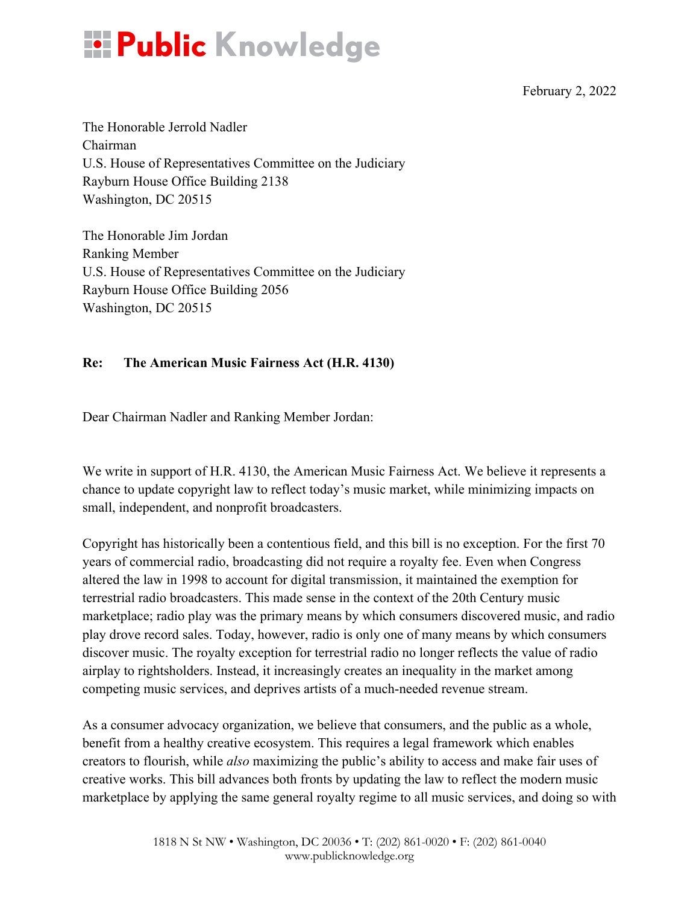# Public Knowledge

February 2, 2022

The Honorable Jerrold Nadler
Chairman
U.S. House of Representatives Committee on the Judiciary
Rayburn House Office Building 2138
Washington, DC 20515

The Honorable Jim Jordan
Ranking Member
U.S. House of Representatives Committee on the Judiciary
Rayburn House Office Building 2056
Washington, DC 20515

**Re: The American Music Fairness Act (H.R. 4130)**

Dear Chairman Nadler and Ranking Member Jordan:

We write in support of H.R. 4130, the American Music Fairness Act. We believe it represents a chance to update copyright law to reflect today's music market, while minimizing impacts on small, independent, and nonprofit broadcasters.

Copyright has historically been a contentious field, and this bill is no exception. For the first 70 years of commercial radio, broadcasting did not require a royalty fee. Even when Congress altered the law in 1998 to account for digital transmission, it maintained the exemption for terrestrial radio broadcasters. This made sense in the context of the 20th Century music marketplace; radio play was the primary means by which consumers discovered music, and radio play drove record sales. Today, however, radio is only one of many means by which consumers discover music. The royalty exception for terrestrial radio no longer reflects the value of radio airplay to rightsholders. Instead, it increasingly creates an inequality in the market among competing music services, and deprives artists of a much-needed revenue stream.

As a consumer advocacy organization, we believe that consumers, and the public as a whole, benefit from a healthy creative ecosystem. This requires a legal framework which enables creators to flourish, while *also* maximizing the public's ability to access and make fair uses of creative works. This bill advances both fronts by updating the law to reflect the modern music marketplace by applying the same general royalty regime to all music services, and doing so with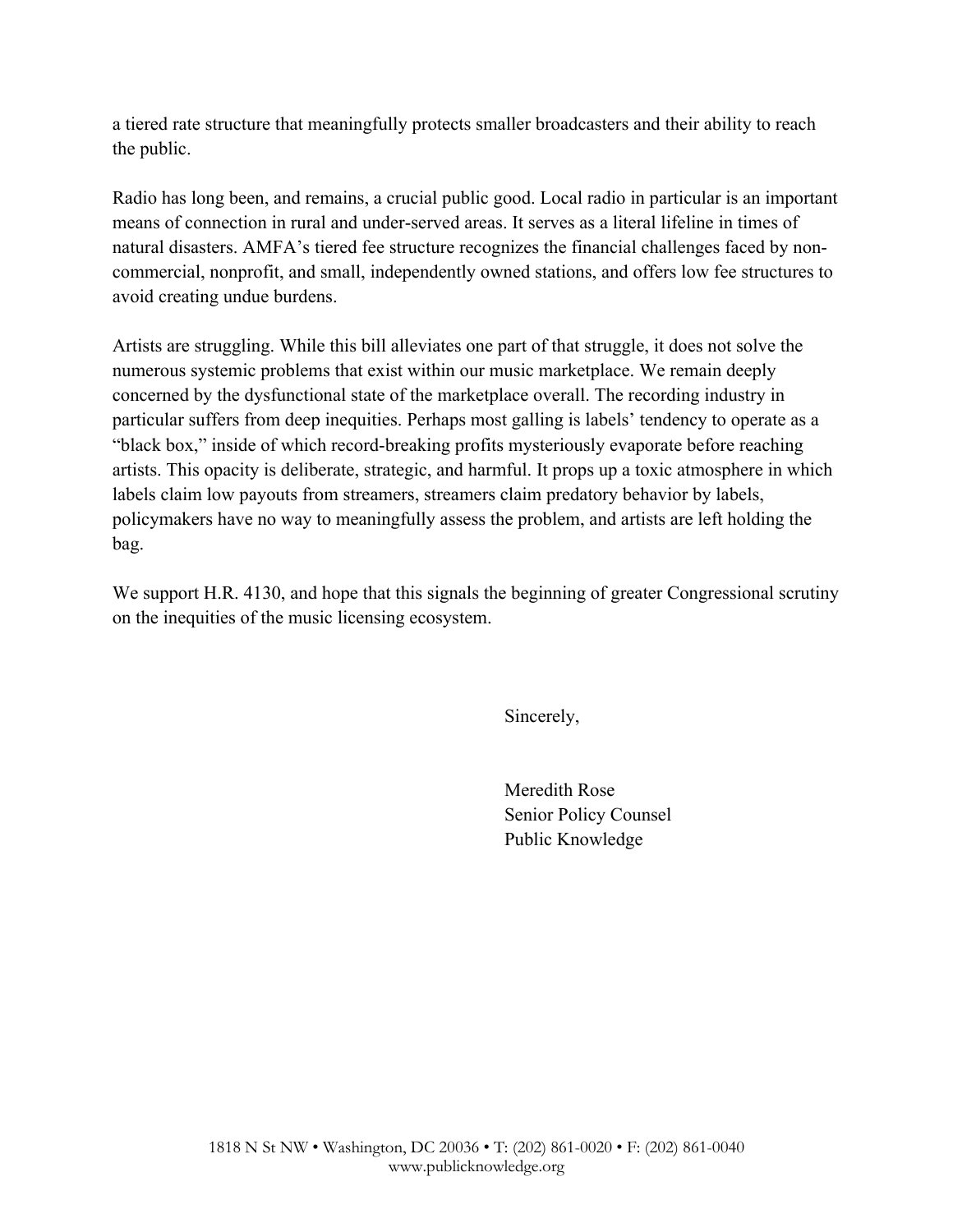a tiered rate structure that meaningfully protects smaller broadcasters and their ability to reach the public.

Radio has long been, and remains, a crucial public good. Local radio in particular is an important means of connection in rural and under-served areas. It serves as a literal lifeline in times of natural disasters. AMFA's tiered fee structure recognizes the financial challenges faced by non-commercial, nonprofit, and small, independently owned stations, and offers low fee structures to avoid creating undue burdens.

Artists are struggling. While this bill alleviates one part of that struggle, it does not solve the numerous systemic problems that exist within our music marketplace. We remain deeply concerned by the dysfunctional state of the marketplace overall. The recording industry in particular suffers from deep inequities. Perhaps most galling is labels' tendency to operate as a "black box," inside of which record-breaking profits mysteriously evaporate before reaching artists. This opacity is deliberate, strategic, and harmful. It props up a toxic atmosphere in which labels claim low payouts from streamers, streamers claim predatory behavior by labels, policymakers have no way to meaningfully assess the problem, and artists are left holding the bag.

We support H.R. 4130, and hope that this signals the beginning of greater Congressional scrutiny on the inequities of the music licensing ecosystem.

Sincerely,

Meredith Rose
Senior Policy Counsel
Public Knowledge

1818 N St NW • Washington, DC 20036 • T: (202) 861-0020 • F: (202) 861-0040
www.publicknowledge.org